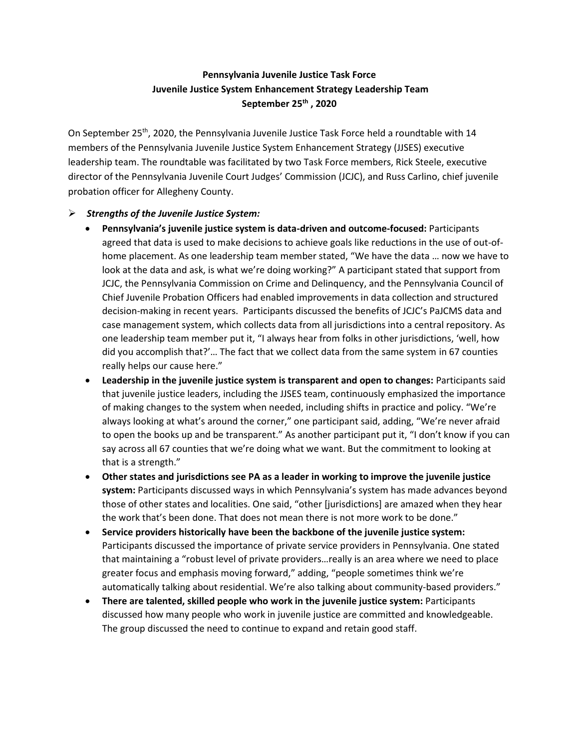**Pennsylvania Juvenile Justice Task Force**
**Juvenile Justice System Enhancement Strategy Leadership Team**
**September 25th , 2020**

On September 25th, 2020, the Pennsylvania Juvenile Justice Task Force held a roundtable with 14 members of the Pennsylvania Juvenile Justice System Enhancement Strategy (JJSES) executive leadership team. The roundtable was facilitated by two Task Force members, Rick Steele, executive director of the Pennsylvania Juvenile Court Judges' Commission (JCJC), and Russ Carlino, chief juvenile probation officer for Allegheny County.

- ***Strengths of the Juvenile Justice System:***
  - **Pennsylvania's juvenile justice system is data-driven and outcome-focused:** Participants agreed that data is used to make decisions to achieve goals like reductions in the use of out-of-home placement. As one leadership team member stated, "We have the data … now we have to look at the data and ask, is what we're doing working?" A participant stated that support from JCJC, the Pennsylvania Commission on Crime and Delinquency, and the Pennsylvania Council of Chief Juvenile Probation Officers had enabled improvements in data collection and structured decision-making in recent years. Participants discussed the benefits of JCJC's PaJCMS data and case management system, which collects data from all jurisdictions into a central repository. As one leadership team member put it, "I always hear from folks in other jurisdictions, 'well, how did you accomplish that?'… The fact that we collect data from the same system in 67 counties really helps our cause here."
  - **Leadership in the juvenile justice system is transparent and open to changes:** Participants said that juvenile justice leaders, including the JJSES team, continuously emphasized the importance of making changes to the system when needed, including shifts in practice and policy. "We're always looking at what's around the corner," one participant said, adding, "We're never afraid to open the books up and be transparent." As another participant put it, "I don't know if you can say across all 67 counties that we're doing what we want. But the commitment to looking at that is a strength."
  - **Other states and jurisdictions see PA as a leader in working to improve the juvenile justice system:** Participants discussed ways in which Pennsylvania's system has made advances beyond those of other states and localities. One said, "other [jurisdictions] are amazed when they hear the work that's been done. That does not mean there is not more work to be done."
  - **Service providers historically have been the backbone of the juvenile justice system:** Participants discussed the importance of private service providers in Pennsylvania. One stated that maintaining a "robust level of private providers…really is an area where we need to place greater focus and emphasis moving forward," adding, "people sometimes think we're automatically talking about residential. We're also talking about community-based providers."
  - **There are talented, skilled people who work in the juvenile justice system:** Participants discussed how many people who work in juvenile justice are committed and knowledgeable. The group discussed the need to continue to expand and retain good staff.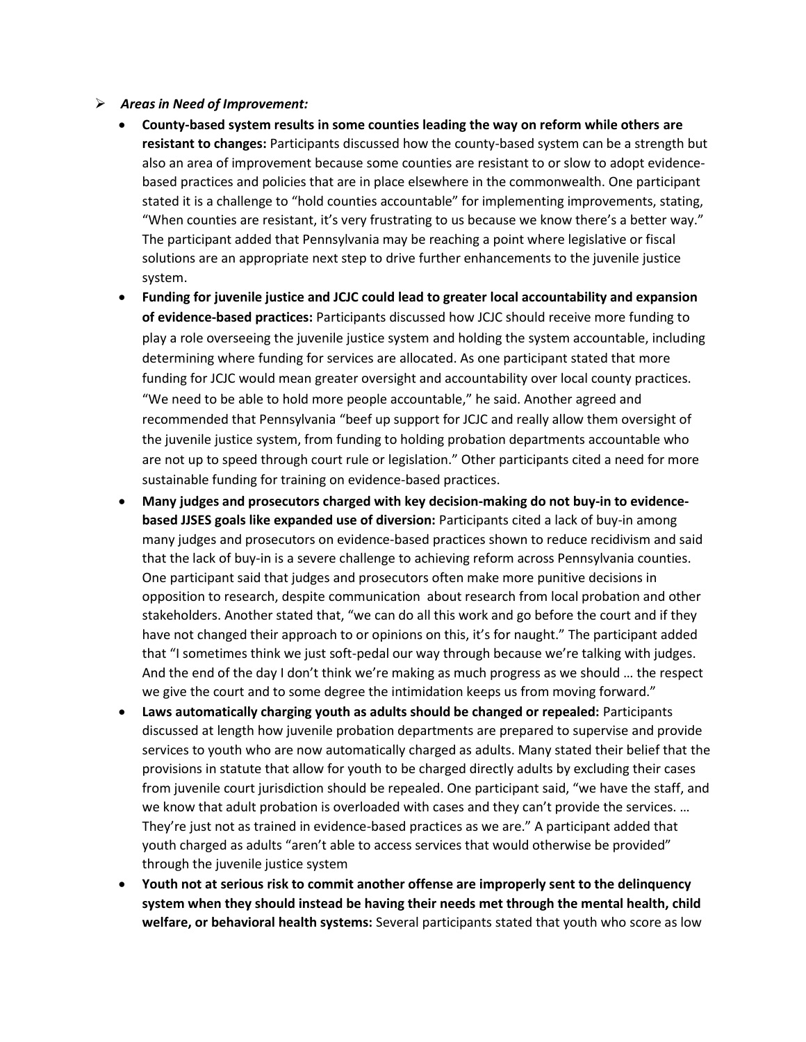- ***Areas in Need of Improvement:***
  - **County-based system results in some counties leading the way on reform while others are resistant to changes:** Participants discussed how the county-based system can be a strength but also an area of improvement because some counties are resistant to or slow to adopt evidence-based practices and policies that are in place elsewhere in the commonwealth. One participant stated it is a challenge to "hold counties accountable" for implementing improvements, stating, "When counties are resistant, it's very frustrating to us because we know there's a better way." The participant added that Pennsylvania may be reaching a point where legislative or fiscal solutions are an appropriate next step to drive further enhancements to the juvenile justice system.
  - **Funding for juvenile justice and JCJC could lead to greater local accountability and expansion of evidence-based practices:** Participants discussed how JCJC should receive more funding to play a role overseeing the juvenile justice system and holding the system accountable, including determining where funding for services are allocated. As one participant stated that more funding for JCJC would mean greater oversight and accountability over local county practices. "We need to be able to hold more people accountable," he said. Another agreed and recommended that Pennsylvania "beef up support for JCJC and really allow them oversight of the juvenile justice system, from funding to holding probation departments accountable who are not up to speed through court rule or legislation." Other participants cited a need for more sustainable funding for training on evidence-based practices.
  - **Many judges and prosecutors charged with key decision-making do not buy-in to evidence-based JJSES goals like expanded use of diversion:** Participants cited a lack of buy-in among many judges and prosecutors on evidence-based practices shown to reduce recidivism and said that the lack of buy-in is a severe challenge to achieving reform across Pennsylvania counties. One participant said that judges and prosecutors often make more punitive decisions in opposition to research, despite communication about research from local probation and other stakeholders. Another stated that, "we can do all this work and go before the court and if they have not changed their approach to or opinions on this, it's for naught." The participant added that "I sometimes think we just soft-pedal our way through because we're talking with judges. And the end of the day I don't think we're making as much progress as we should … the respect we give the court and to some degree the intimidation keeps us from moving forward."
  - **Laws automatically charging youth as adults should be changed or repealed:** Participants discussed at length how juvenile probation departments are prepared to supervise and provide services to youth who are now automatically charged as adults. Many stated their belief that the provisions in statute that allow for youth to be charged directly adults by excluding their cases from juvenile court jurisdiction should be repealed. One participant said, "we have the staff, and we know that adult probation is overloaded with cases and they can't provide the services. … They're just not as trained in evidence-based practices as we are." A participant added that youth charged as adults "aren't able to access services that would otherwise be provided" through the juvenile justice system
  - **Youth not at serious risk to commit another offense are improperly sent to the delinquency system when they should instead be having their needs met through the mental health, child welfare, or behavioral health systems:** Several participants stated that youth who score as low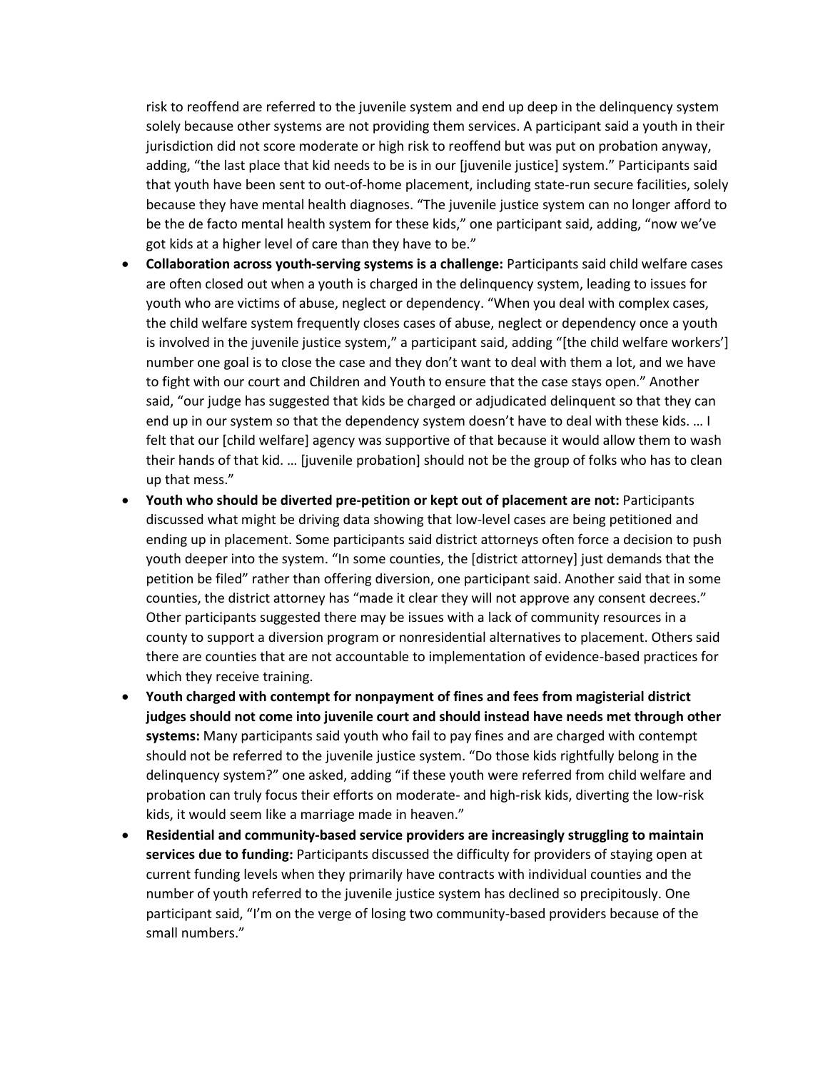risk to reoffend are referred to the juvenile system and end up deep in the delinquency system solely because other systems are not providing them services. A participant said a youth in their jurisdiction did not score moderate or high risk to reoffend but was put on probation anyway, adding, "the last place that kid needs to be is in our [juvenile justice] system." Participants said that youth have been sent to out-of-home placement, including state-run secure facilities, solely because they have mental health diagnoses. "The juvenile justice system can no longer afford to be the de facto mental health system for these kids," one participant said, adding, "now we've got kids at a higher level of care than they have to be."

- **Collaboration across youth-serving systems is a challenge:** Participants said child welfare cases are often closed out when a youth is charged in the delinquency system, leading to issues for youth who are victims of abuse, neglect or dependency. "When you deal with complex cases, the child welfare system frequently closes cases of abuse, neglect or dependency once a youth is involved in the juvenile justice system," a participant said, adding "[the child welfare workers'] number one goal is to close the case and they don't want to deal with them a lot, and we have to fight with our court and Children and Youth to ensure that the case stays open." Another said, "our judge has suggested that kids be charged or adjudicated delinquent so that they can end up in our system so that the dependency system doesn't have to deal with these kids. … I felt that our [child welfare] agency was supportive of that because it would allow them to wash their hands of that kid. … [juvenile probation] should not be the group of folks who has to clean up that mess."
- **Youth who should be diverted pre-petition or kept out of placement are not:** Participants discussed what might be driving data showing that low-level cases are being petitioned and ending up in placement. Some participants said district attorneys often force a decision to push youth deeper into the system. "In some counties, the [district attorney] just demands that the petition be filed" rather than offering diversion, one participant said. Another said that in some counties, the district attorney has "made it clear they will not approve any consent decrees." Other participants suggested there may be issues with a lack of community resources in a county to support a diversion program or nonresidential alternatives to placement. Others said there are counties that are not accountable to implementation of evidence-based practices for which they receive training.
- **Youth charged with contempt for nonpayment of fines and fees from magisterial district judges should not come into juvenile court and should instead have needs met through other systems:** Many participants said youth who fail to pay fines and are charged with contempt should not be referred to the juvenile justice system. "Do those kids rightfully belong in the delinquency system?" one asked, adding "if these youth were referred from child welfare and probation can truly focus their efforts on moderate- and high-risk kids, diverting the low-risk kids, it would seem like a marriage made in heaven."
- **Residential and community-based service providers are increasingly struggling to maintain services due to funding:** Participants discussed the difficulty for providers of staying open at current funding levels when they primarily have contracts with individual counties and the number of youth referred to the juvenile justice system has declined so precipitously. One participant said, "I'm on the verge of losing two community-based providers because of the small numbers."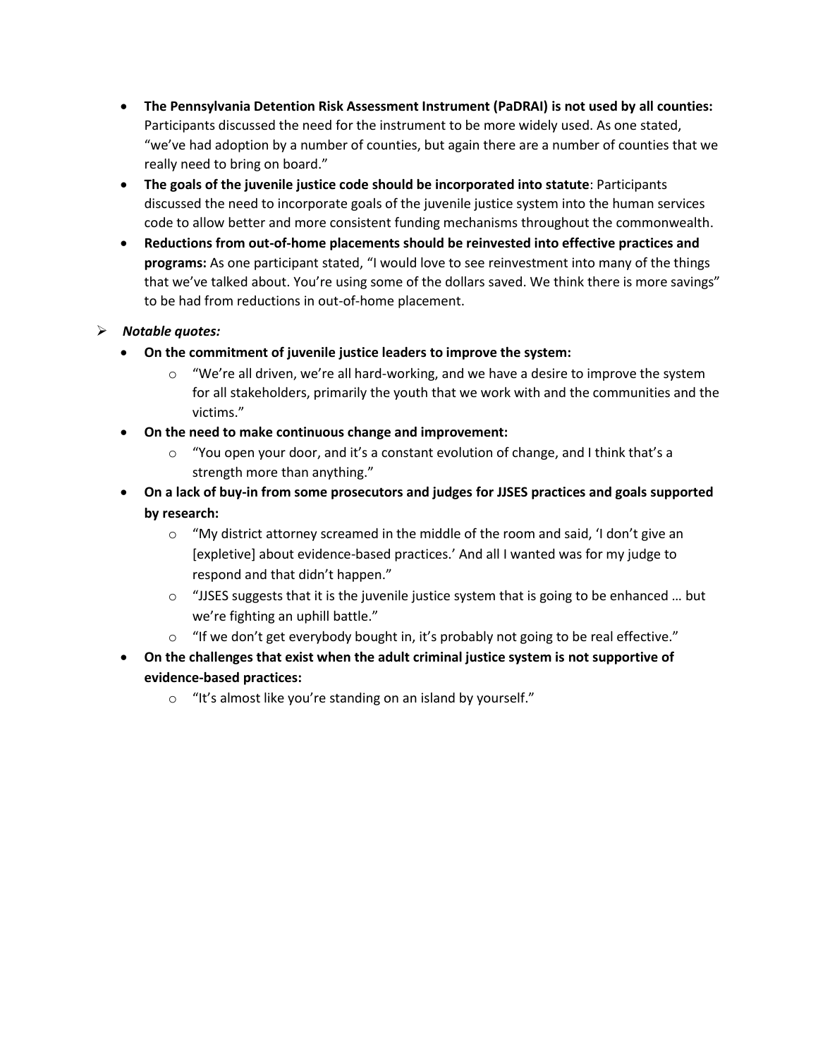- **The Pennsylvania Detention Risk Assessment Instrument (PaDRAI) is not used by all counties:** Participants discussed the need for the instrument to be more widely used. As one stated, "we've had adoption by a number of counties, but again there are a number of counties that we really need to bring on board."
- **The goals of the juvenile justice code should be incorporated into statute**: Participants discussed the need to incorporate goals of the juvenile justice system into the human services code to allow better and more consistent funding mechanisms throughout the commonwealth.
- **Reductions from out-of-home placements should be reinvested into effective practices and programs:** As one participant stated, "I would love to see reinvestment into many of the things that we've talked about. You're using some of the dollars saved. We think there is more savings" to be had from reductions in out-of-home placement.

➢ ***Notable quotes:***

- **On the commitment of juvenile justice leaders to improve the system:**
  - "We're all driven, we're all hard-working, and we have a desire to improve the system for all stakeholders, primarily the youth that we work with and the communities and the victims."
- **On the need to make continuous change and improvement:**
  - "You open your door, and it's a constant evolution of change, and I think that's a strength more than anything."
- **On a lack of buy-in from some prosecutors and judges for JJSES practices and goals supported by research:**
  - "My district attorney screamed in the middle of the room and said, 'I don't give an [expletive] about evidence-based practices.' And all I wanted was for my judge to respond and that didn't happen."
  - "JJSES suggests that it is the juvenile justice system that is going to be enhanced … but we're fighting an uphill battle."
  - "If we don't get everybody bought in, it's probably not going to be real effective."
- **On the challenges that exist when the adult criminal justice system is not supportive of evidence-based practices:**
  - "It's almost like you're standing on an island by yourself."